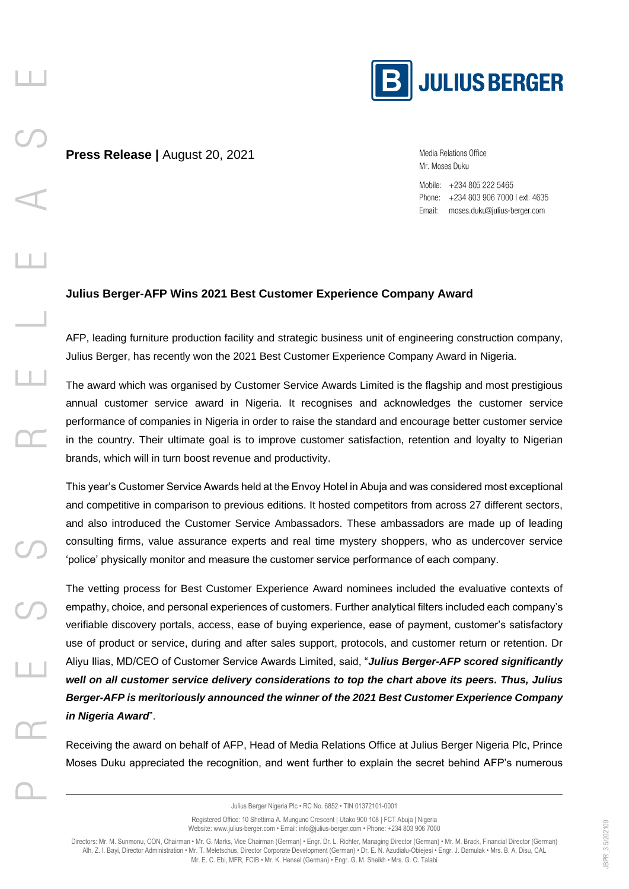**Press Release |** August 20, 2021

Media Relations Office
Mr. Moses Duku

Mobile: +234 805 222 5465
Phone: +234 803 906 7000 | ext. 4635
Email: moses.duku@julius-berger.com

## Julius Berger-AFP Wins 2021 Best Customer Experience Company Award

AFP, leading furniture production facility and strategic business unit of engineering construction company, Julius Berger, has recently won the 2021 Best Customer Experience Company Award in Nigeria.

The award which was organised by Customer Service Awards Limited is the flagship and most prestigious annual customer service award in Nigeria. It recognises and acknowledges the customer service performance of companies in Nigeria in order to raise the standard and encourage better customer service in the country. Their ultimate goal is to improve customer satisfaction, retention and loyalty to Nigerian brands, which will in turn boost revenue and productivity.

This year's Customer Service Awards held at the Envoy Hotel in Abuja and was considered most exceptional and competitive in comparison to previous editions. It hosted competitors from across 27 different sectors, and also introduced the Customer Service Ambassadors. These ambassadors are made up of leading consulting firms, value assurance experts and real time mystery shoppers, who as undercover service 'police' physically monitor and measure the customer service performance of each company.

The vetting process for Best Customer Experience Award nominees included the evaluative contexts of empathy, choice, and personal experiences of customers. Further analytical filters included each company's verifiable discovery portals, access, ease of buying experience, ease of payment, customer's satisfactory use of product or service, during and after sales support, protocols, and customer return or retention. Dr Aliyu Ilias, MD/CEO of Customer Service Awards Limited, said, "***Julius Berger-AFP scored significantly well on all customer service delivery considerations to top the chart above its peers. Thus, Julius Berger-AFP is meritoriously announced the winner of the 2021 Best Customer Experience Company in Nigeria Award***".

Receiving the award on behalf of AFP, Head of Media Relations Office at Julius Berger Nigeria Plc, Prince Moses Duku appreciated the recognition, and went further to explain the secret behind AFP's numerous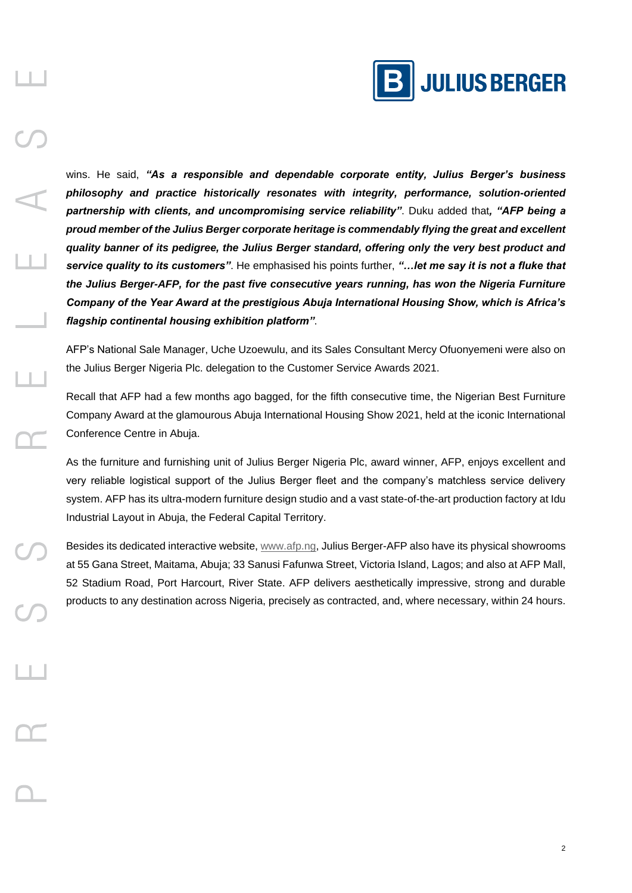wins. He said, ***"As a responsible and dependable corporate entity, Julius Berger's business philosophy and practice historically resonates with integrity, performance, solution-oriented partnership with clients, and uncompromising service reliability"***. Duku added that***, "AFP being a proud member of the Julius Berger corporate heritage is commendably flying the great and excellent quality banner of its pedigree, the Julius Berger standard, offering only the very best product and service quality to its customers"***. He emphasised his points further, ***"…let me say it is not a fluke that the Julius Berger-AFP, for the past five consecutive years running, has won the Nigeria Furniture Company of the Year Award at the prestigious Abuja International Housing Show, which is Africa's flagship continental housing exhibition platform"***.

AFP's National Sale Manager, Uche Uzoewulu, and its Sales Consultant Mercy Ofuonyemeni were also on the Julius Berger Nigeria Plc. delegation to the Customer Service Awards 2021.

Recall that AFP had a few months ago bagged, for the fifth consecutive time, the Nigerian Best Furniture Company Award at the glamourous Abuja International Housing Show 2021, held at the iconic International Conference Centre in Abuja.

As the furniture and furnishing unit of Julius Berger Nigeria Plc, award winner, AFP, enjoys excellent and very reliable logistical support of the Julius Berger fleet and the company's matchless service delivery system. AFP has its ultra-modern furniture design studio and a vast state-of-the-art production factory at Idu Industrial Layout in Abuja, the Federal Capital Territory.

Besides its dedicated interactive website, www.afp.ng, Julius Berger-AFP also have its physical showrooms at 55 Gana Street, Maitama, Abuja; 33 Sanusi Fafunwa Street, Victoria Island, Lagos; and also at AFP Mall, 52 Stadium Road, Port Harcourt, River State. AFP delivers aesthetically impressive, strong and durable products to any destination across Nigeria, precisely as contracted, and, where necessary, within 24 hours.